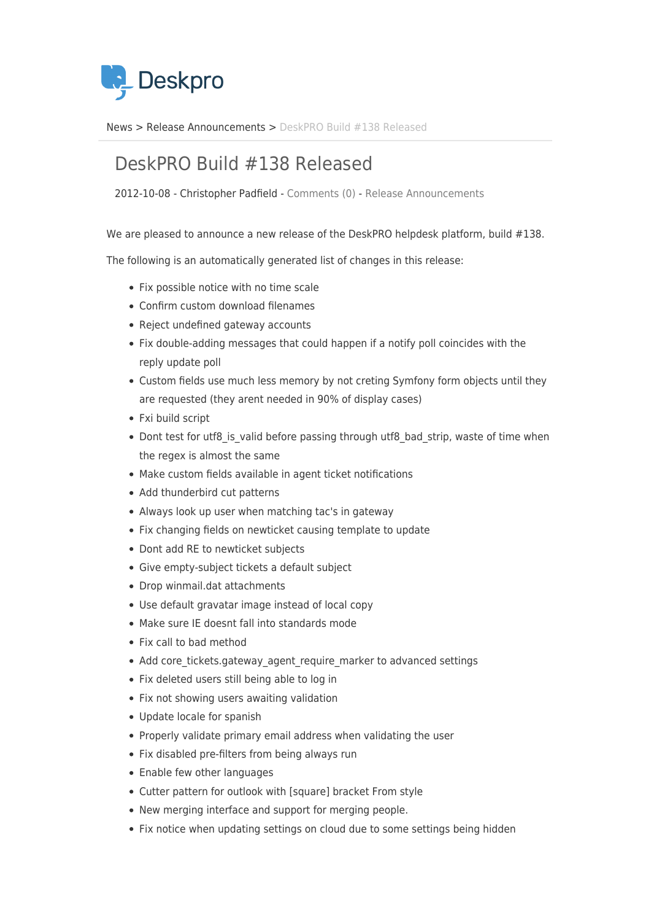Deskpro

News > Release Announcements > DeskPRO Build #138 Released

# DeskPRO Build #138 Released

2012-10-08 - Christopher Padfield - Comments (0) - Release Announcements

We are pleased to announce a new release of the DeskPRO helpdesk platform, build #138.

The following is an automatically generated list of changes in this release:

- Fix possible notice with no time scale
- Confirm custom download filenames
- Reject undefined gateway accounts
- Fix double-adding messages that could happen if a notify poll coincides with the reply update poll
- Custom fields use much less memory by not creting Symfony form objects until they are requested (they arent needed in 90% of display cases)
- Fxi build script
- Dont test for utf8_is_valid before passing through utf8_bad_strip, waste of time when the regex is almost the same
- Make custom fields available in agent ticket notifications
- Add thunderbird cut patterns
- Always look up user when matching tac's in gateway
- Fix changing fields on newticket causing template to update
- Dont add RE to newticket subjects
- Give empty-subject tickets a default subject
- Drop winmail.dat attachments
- Use default gravatar image instead of local copy
- Make sure IE doesnt fall into standards mode
- Fix call to bad method
- Add core_tickets.gateway_agent_require_marker to advanced settings
- Fix deleted users still being able to log in
- Fix not showing users awaiting validation
- Update locale for spanish
- Properly validate primary email address when validating the user
- Fix disabled pre-filters from being always run
- Enable few other languages
- Cutter pattern for outlook with [square] bracket From style
- New merging interface and support for merging people.
- Fix notice when updating settings on cloud due to some settings being hidden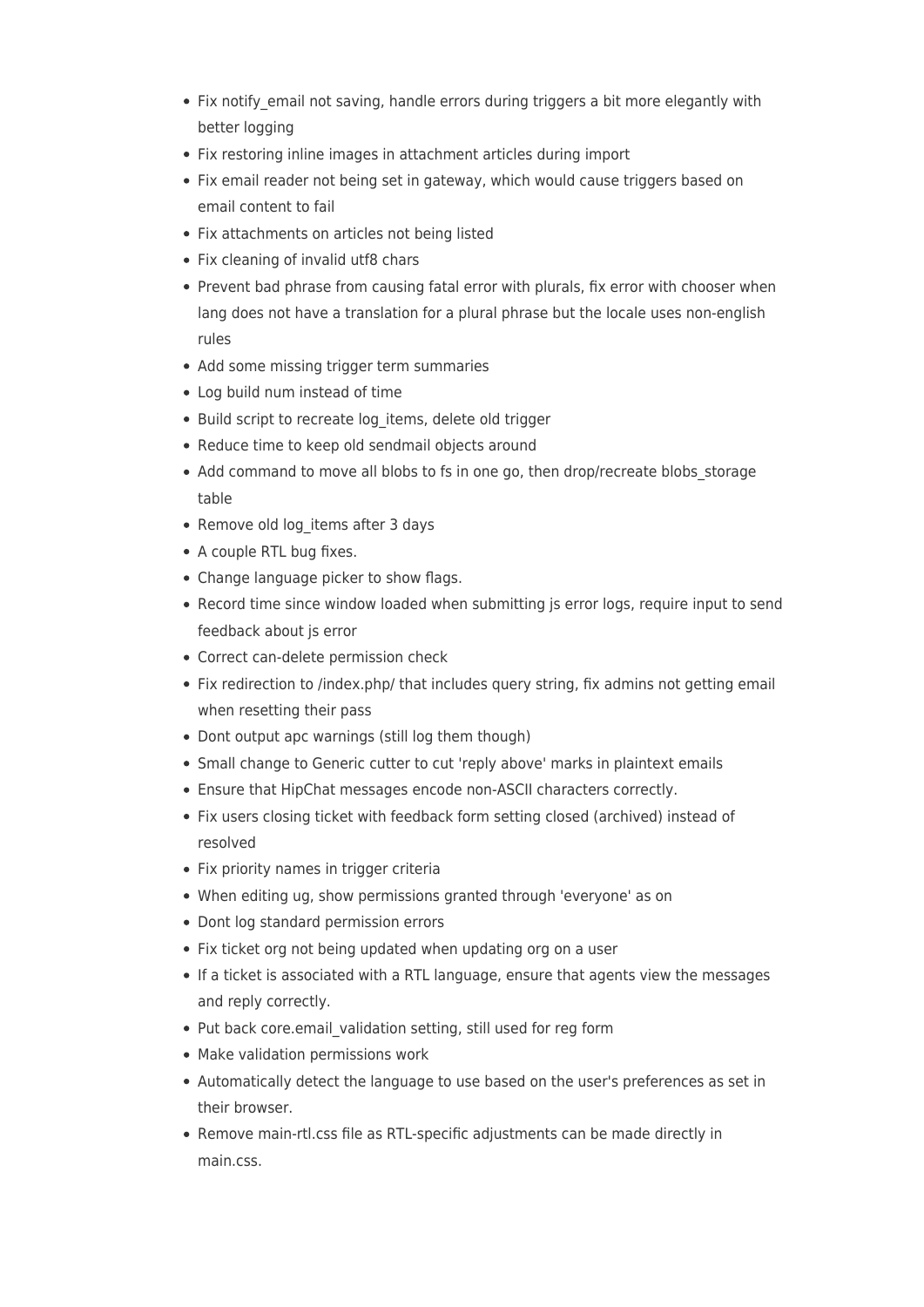- Fix notify_email not saving, handle errors during triggers a bit more elegantly with better logging
- Fix restoring inline images in attachment articles during import
- Fix email reader not being set in gateway, which would cause triggers based on email content to fail
- Fix attachments on articles not being listed
- Fix cleaning of invalid utf8 chars
- Prevent bad phrase from causing fatal error with plurals, fix error with chooser when lang does not have a translation for a plural phrase but the locale uses non-english rules
- Add some missing trigger term summaries
- Log build num instead of time
- Build script to recreate log_items, delete old trigger
- Reduce time to keep old sendmail objects around
- Add command to move all blobs to fs in one go, then drop/recreate blobs_storage table
- Remove old log_items after 3 days
- A couple RTL bug fixes.
- Change language picker to show flags.
- Record time since window loaded when submitting js error logs, require input to send feedback about js error
- Correct can-delete permission check
- Fix redirection to /index.php/ that includes query string, fix admins not getting email when resetting their pass
- Dont output apc warnings (still log them though)
- Small change to Generic cutter to cut 'reply above' marks in plaintext emails
- Ensure that HipChat messages encode non-ASCII characters correctly.
- Fix users closing ticket with feedback form setting closed (archived) instead of resolved
- Fix priority names in trigger criteria
- When editing ug, show permissions granted through 'everyone' as on
- Dont log standard permission errors
- Fix ticket org not being updated when updating org on a user
- If a ticket is associated with a RTL language, ensure that agents view the messages and reply correctly.
- Put back core.email_validation setting, still used for reg form
- Make validation permissions work
- Automatically detect the language to use based on the user's preferences as set in their browser.
- Remove main-rtl.css file as RTL-specific adjustments can be made directly in main.css.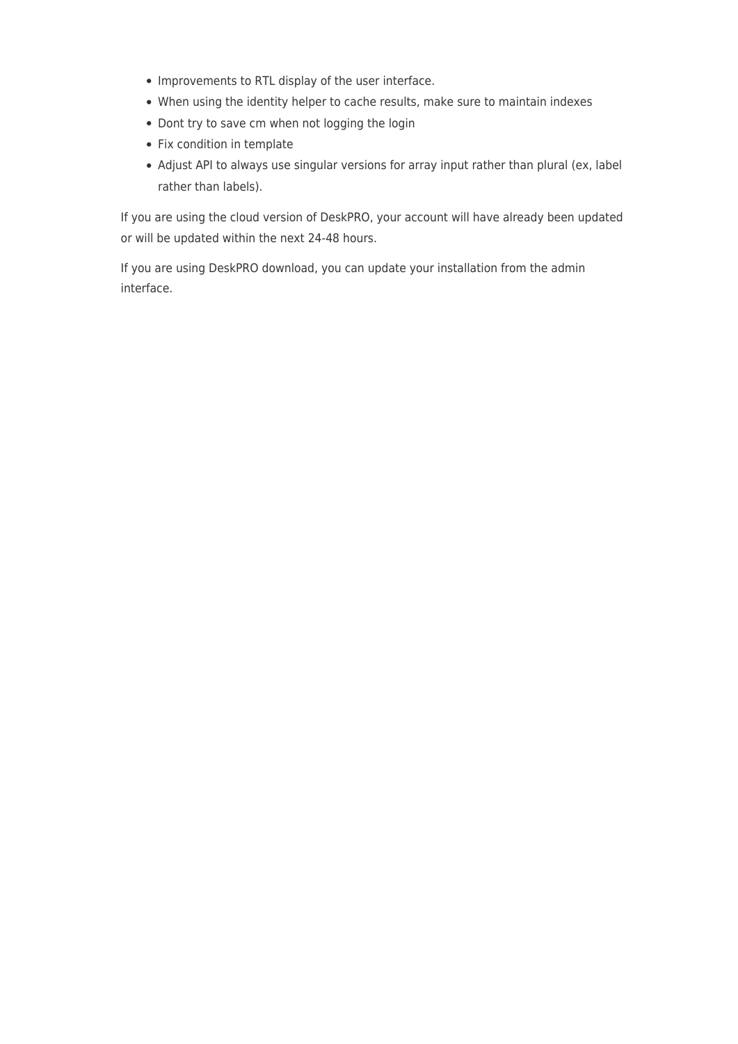- Improvements to RTL display of the user interface.
- When using the identity helper to cache results, make sure to maintain indexes
- Dont try to save cm when not logging the login
- Fix condition in template
- Adjust API to always use singular versions for array input rather than plural (ex, label rather than labels).

If you are using the cloud version of DeskPRO, your account will have already been updated or will be updated within the next 24-48 hours.

If you are using DeskPRO download, you can update your installation from the admin interface.